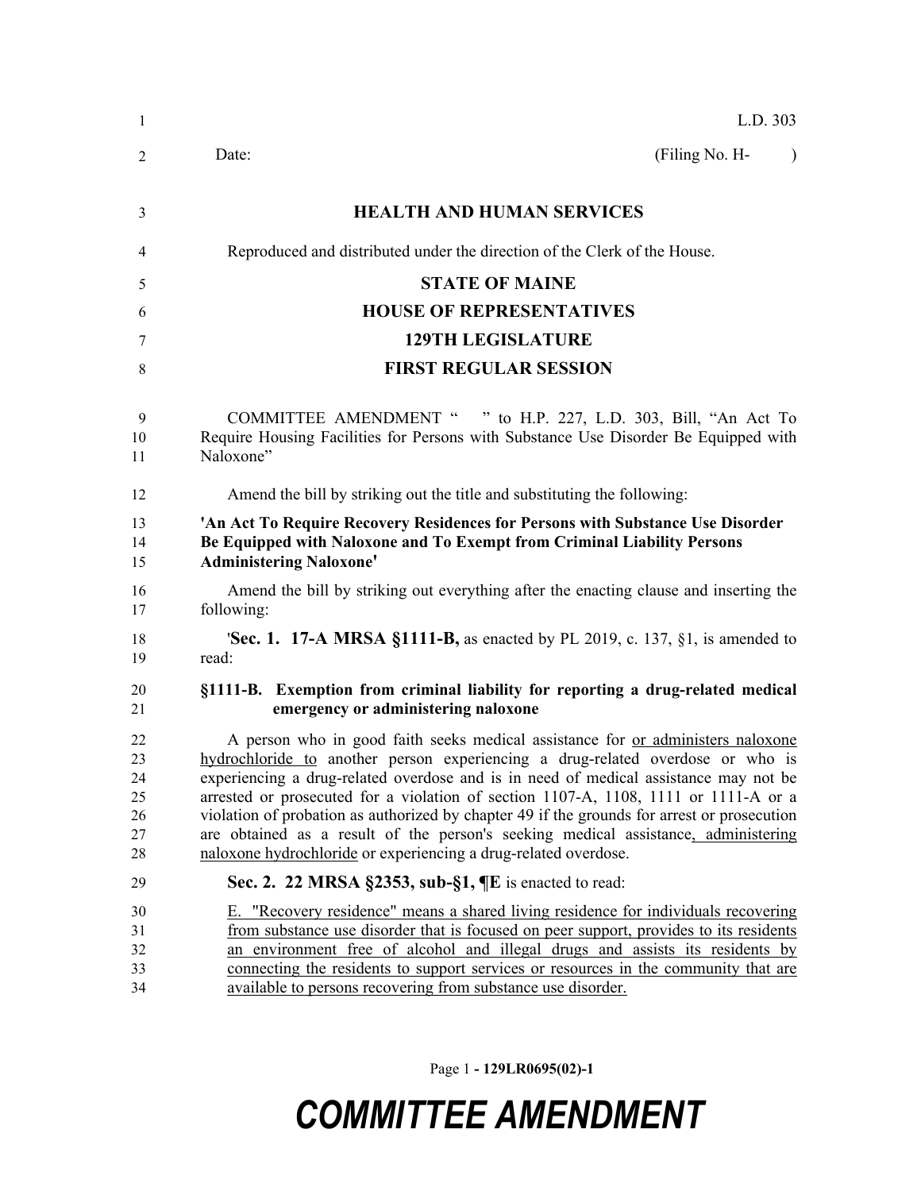L.D. 303

Date: (Filing No. H- )

## HEALTH AND HUMAN SERVICES

Reproduced and distributed under the direction of the Clerk of the House.

## STATE OF MAINE
## HOUSE OF REPRESENTATIVES
## 129TH LEGISLATURE
## FIRST REGULAR SESSION

COMMITTEE AMENDMENT " " to H.P. 227, L.D. 303, Bill, "An Act To Require Housing Facilities for Persons with Substance Use Disorder Be Equipped with Naloxone"

Amend the bill by striking out the title and substituting the following:

**'An Act To Require Recovery Residences for Persons with Substance Use Disorder Be Equipped with Naloxone and To Exempt from Criminal Liability Persons Administering Naloxone'**

Amend the bill by striking out everything after the enacting clause and inserting the following:

'**Sec. 1. 17-A MRSA §1111-B,** as enacted by PL 2019, c. 137, §1, is amended to read:

**§1111-B. Exemption from criminal liability for reporting a drug-related medical emergency or administering naloxone**

A person who in good faith seeks medical assistance for or administers naloxone hydrochloride to another person experiencing a drug-related overdose or who is experiencing a drug-related overdose and is in need of medical assistance may not be arrested or prosecuted for a violation of section 1107-A, 1108, 1111 or 1111-A or a violation of probation as authorized by chapter 49 if the grounds for arrest or prosecution are obtained as a result of the person's seeking medical assistance, administering naloxone hydrochloride or experiencing a drug-related overdose.

**Sec. 2. 22 MRSA §2353, sub-§1, ¶E** is enacted to read:

E. "Recovery residence" means a shared living residence for individuals recovering from substance use disorder that is focused on peer support, provides to its residents an environment free of alcohol and illegal drugs and assists its residents by connecting the residents to support services or resources in the community that are available to persons recovering from substance use disorder.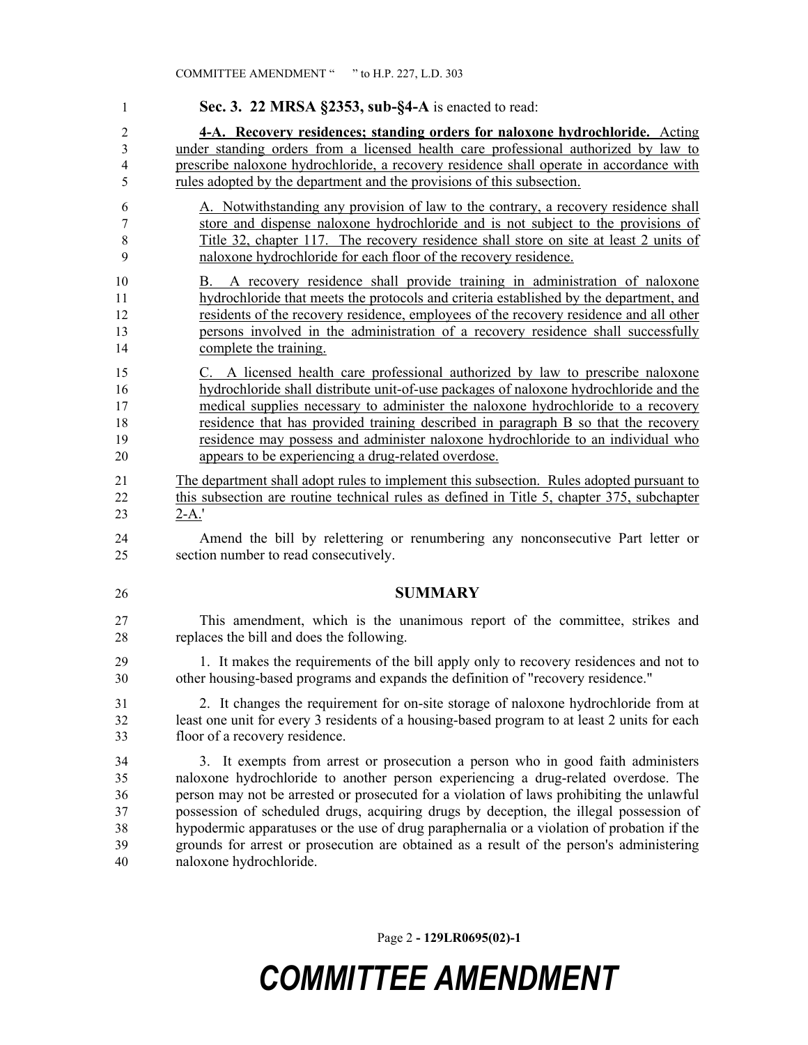**Sec. 3. 22 MRSA §2353, sub-§4-A** is enacted to read:

**4-A. Recovery residences; standing orders for naloxone hydrochloride.** Acting under standing orders from a licensed health care professional authorized by law to prescribe naloxone hydrochloride, a recovery residence shall operate in accordance with rules adopted by the department and the provisions of this subsection.

A. Notwithstanding any provision of law to the contrary, a recovery residence shall store and dispense naloxone hydrochloride and is not subject to the provisions of Title 32, chapter 117. The recovery residence shall store on site at least 2 units of naloxone hydrochloride for each floor of the recovery residence.

B. A recovery residence shall provide training in administration of naloxone hydrochloride that meets the protocols and criteria established by the department, and residents of the recovery residence, employees of the recovery residence and all other persons involved in the administration of a recovery residence shall successfully complete the training.

C. A licensed health care professional authorized by law to prescribe naloxone hydrochloride shall distribute unit-of-use packages of naloxone hydrochloride and the medical supplies necessary to administer the naloxone hydrochloride to a recovery residence that has provided training described in paragraph B so that the recovery residence may possess and administer naloxone hydrochloride to an individual who appears to be experiencing a drug-related overdose.

The department shall adopt rules to implement this subsection. Rules adopted pursuant to this subsection are routine technical rules as defined in Title 5, chapter 375, subchapter 2-A.'

Amend the bill by relettering or renumbering any nonconsecutive Part letter or section number to read consecutively.

## SUMMARY

This amendment, which is the unanimous report of the committee, strikes and replaces the bill and does the following.

1. It makes the requirements of the bill apply only to recovery residences and not to other housing-based programs and expands the definition of "recovery residence."

2. It changes the requirement for on-site storage of naloxone hydrochloride from at least one unit for every 3 residents of a housing-based program to at least 2 units for each floor of a recovery residence.

3. It exempts from arrest or prosecution a person who in good faith administers naloxone hydrochloride to another person experiencing a drug-related overdose. The person may not be arrested or prosecuted for a violation of laws prohibiting the unlawful possession of scheduled drugs, acquiring drugs by deception, the illegal possession of hypodermic apparatuses or the use of drug paraphernalia or a violation of probation if the grounds for arrest or prosecution are obtained as a result of the person's administering naloxone hydrochloride.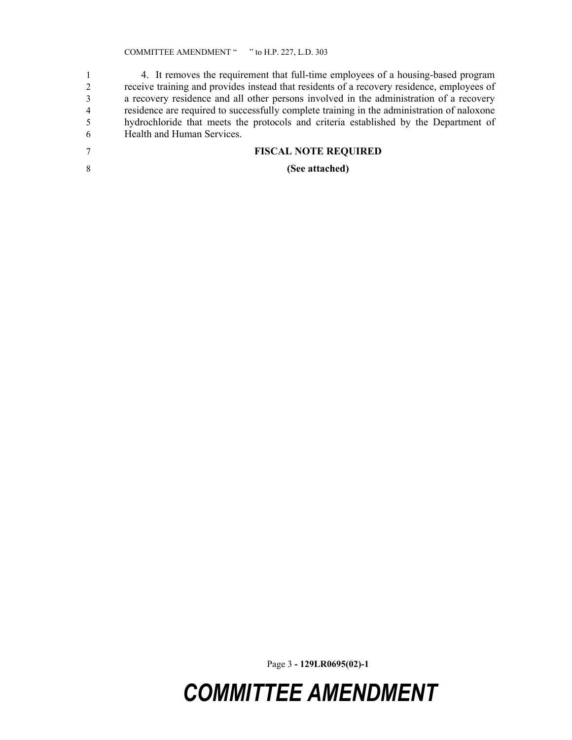4. It removes the requirement that full-time employees of a housing-based program receive training and provides instead that residents of a recovery residence, employees of a recovery residence and all other persons involved in the administration of a recovery residence are required to successfully complete training in the administration of naloxone hydrochloride that meets the protocols and criteria established by the Department of Health and Human Services.

**FISCAL NOTE REQUIRED**

**(See attached)**